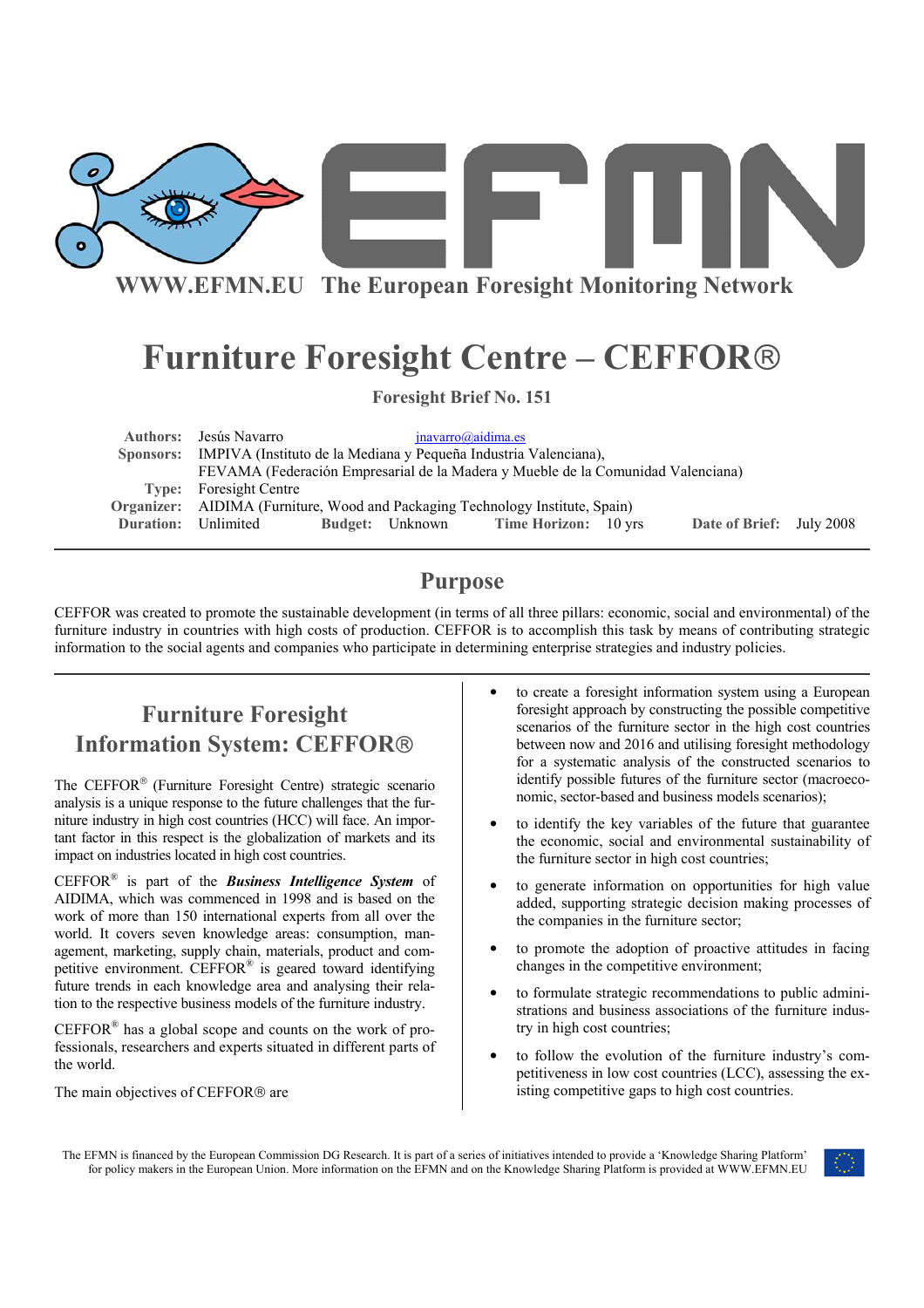WWW.EFMN.EU The European Foresight Monitoring Network

# Furniture Foresight Centre – CEFFOR®

**Foresight Brief No. 151**

**Authors:** Jesús Navarro jnavarro@aidima.es
**Sponsors:** IMPIVA (Instituto de la Mediana y Pequeña Industria Valenciana), FEVAMA (Federación Empresarial de la Madera y Mueble de la Comunidad Valenciana)
**Type:** Foresight Centre
**Organizer:** AIDIMA (Furniture, Wood and Packaging Technology Institute, Spain)
**Duration:** Unlimited **Budget:** Unknown **Time Horizon:** 10 yrs **Date of Brief:** July 2008

## Purpose

CEFFOR was created to promote the sustainable development (in terms of all three pillars: economic, social and environmental) of the furniture industry in countries with high costs of production. CEFFOR is to accomplish this task by means of contributing strategic information to the social agents and companies who participate in determining enterprise strategies and industry policies.

## Furniture Foresight Information System: CEFFOR®

The CEFFOR® (Furniture Foresight Centre) strategic scenario analysis is a unique response to the future challenges that the furniture industry in high cost countries (HCC) will face. An important factor in this respect is the globalization of markets and its impact on industries located in high cost countries.

CEFFOR® is part of the ***Business Intelligence System*** of AIDIMA, which was commenced in 1998 and is based on the work of more than 150 international experts from all over the world. It covers seven knowledge areas: consumption, management, marketing, supply chain, materials, product and competitive environment. CEFFOR® is geared toward identifying future trends in each knowledge area and analysing their relation to the respective business models of the furniture industry.

CEFFOR® has a global scope and counts on the work of professionals, researchers and experts situated in different parts of the world.

The main objectives of CEFFOR® are

- to create a foresight information system using a European foresight approach by constructing the possible competitive scenarios of the furniture sector in the high cost countries between now and 2016 and utilising foresight methodology for a systematic analysis of the constructed scenarios to identify possible futures of the furniture sector (macroeconomic, sector-based and business models scenarios);
- to identify the key variables of the future that guarantee the economic, social and environmental sustainability of the furniture sector in high cost countries;
- to generate information on opportunities for high value added, supporting strategic decision making processes of the companies in the furniture sector;
- to promote the adoption of proactive attitudes in facing changes in the competitive environment;
- to formulate strategic recommendations to public administrations and business associations of the furniture industry in high cost countries;
- to follow the evolution of the furniture industry's competitiveness in low cost countries (LCC), assessing the existing competitive gaps to high cost countries.

The EFMN is financed by the European Commission DG Research. It is part of a series of initiatives intended to provide a 'Knowledge Sharing Platform' for policy makers in the European Union. More information on the EFMN and on the Knowledge Sharing Platform is provided at WWW.EFMN.EU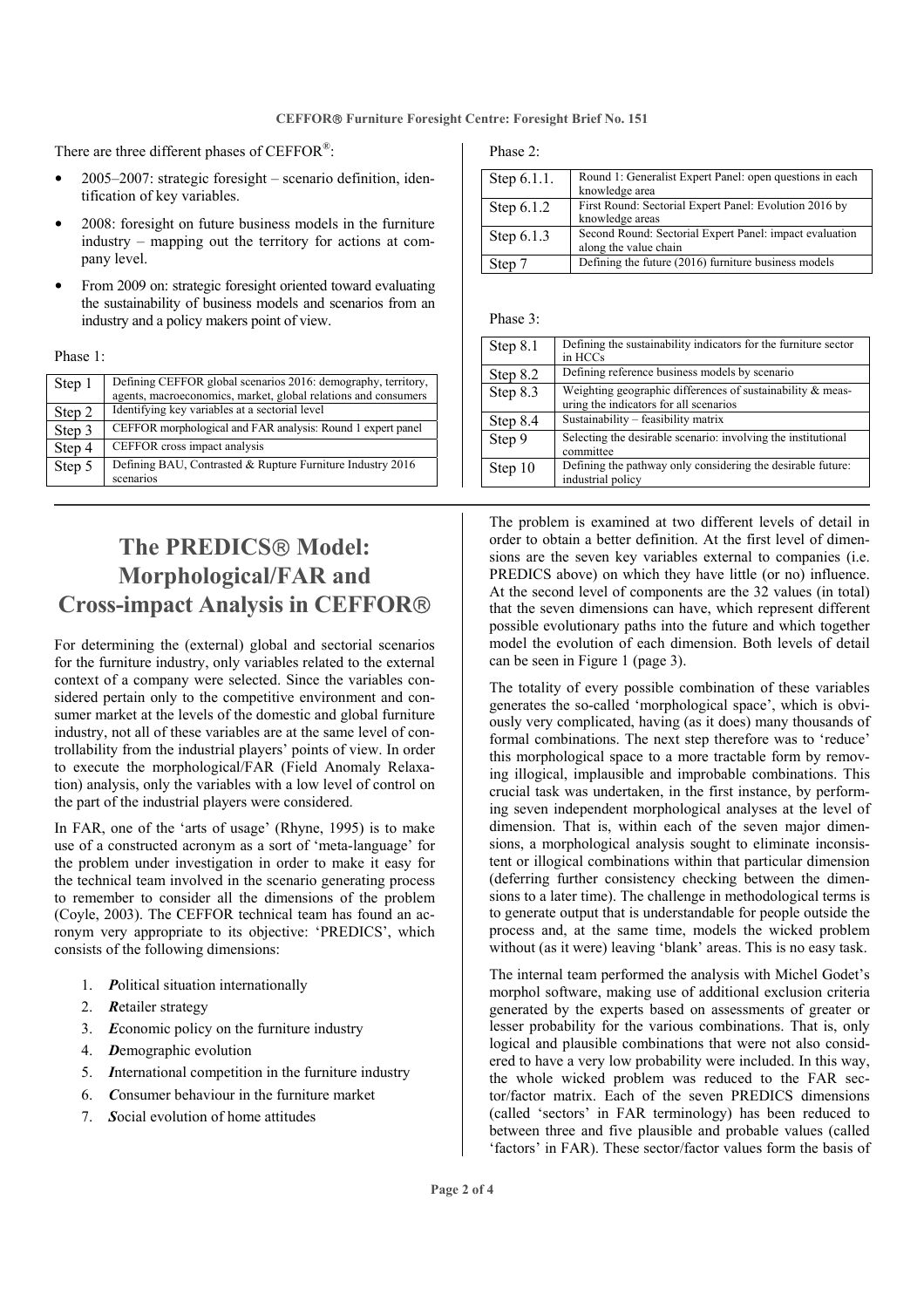There are three different phases of CEFFOR®:

- 2005–2007: strategic foresight – scenario definition, identification of key variables.
- 2008: foresight on future business models in the furniture industry – mapping out the territory for actions at company level.
- From 2009 on: strategic foresight oriented toward evaluating the sustainability of business models and scenarios from an industry and a policy makers point of view.

Phase 1:

| | |
|---|---|
| Step 1 | Defining CEFFOR global scenarios 2016: demography, territory, agents, macroeconomics, market, global relations and consumers |
| Step 2 | Identifying key variables at a sectorial level |
| Step 3 | CEFFOR morphological and FAR analysis: Round 1 expert panel |
| Step 4 | CEFFOR cross impact analysis |
| Step 5 | Defining BAU, Contrasted & Rupture Furniture Industry 2016 scenarios |

Phase 2:

| | |
|---|---|
| Step 6.1.1. | Round 1: Generalist Expert Panel: open questions in each knowledge area |
| Step 6.1.2 | First Round: Sectorial Expert Panel: Evolution 2016 by knowledge areas |
| Step 6.1.3 | Second Round: Sectorial Expert Panel: impact evaluation along the value chain |
| Step 7 | Defining the future (2016) furniture business models |

Phase 3:

| | |
|---|---|
| Step 8.1 | Defining the sustainability indicators for the furniture sector in HCCs |
| Step 8.2 | Defining reference business models by scenario |
| Step 8.3 | Weighting geographic differences of sustainability & measuring the indicators for all scenarios |
| Step 8.4 | Sustainability – feasibility matrix |
| Step 9 | Selecting the desirable scenario: involving the institutional committee |
| Step 10 | Defining the pathway only considering the desirable future: industrial policy |

# The PREDICS® Model: Morphological/FAR and Cross-impact Analysis in CEFFOR®

For determining the (external) global and sectorial scenarios for the furniture industry, only variables related to the external context of a company were selected. Since the variables considered pertain only to the competitive environment and consumer market at the levels of the domestic and global furniture industry, not all of these variables are at the same level of controllability from the industrial players' points of view. In order to execute the morphological/FAR (Field Anomaly Relaxation) analysis, only the variables with a low level of control on the part of the industrial players were considered.

In FAR, one of the 'arts of usage' (Rhyne, 1995) is to make use of a constructed acronym as a sort of 'meta-language' for the problem under investigation in order to make it easy for the technical team involved in the scenario generating process to remember to consider all the dimensions of the problem (Coyle, 2003). The CEFFOR technical team has found an acronym very appropriate to its objective: 'PREDICS', which consists of the following dimensions:

1. ***P***olitical situation internationally
2. ***R***etailer strategy
3. ***E***conomic policy on the furniture industry
4. ***D***emographic evolution
5. ***I***nternational competition in the furniture industry
6. ***C***onsumer behaviour in the furniture market
7. ***S***ocial evolution of home attitudes

The problem is examined at two different levels of detail in order to obtain a better definition. At the first level of dimensions are the seven key variables external to companies (i.e. PREDICS above) on which they have little (or no) influence. At the second level of components are the 32 values (in total) that the seven dimensions can have, which represent different possible evolutionary paths into the future and which together model the evolution of each dimension. Both levels of detail can be seen in Figure 1 (page 3).

The totality of every possible combination of these variables generates the so-called 'morphological space', which is obviously very complicated, having (as it does) many thousands of formal combinations. The next step therefore was to 'reduce' this morphological space to a more tractable form by removing illogical, implausible and improbable combinations. This crucial task was undertaken, in the first instance, by performing seven independent morphological analyses at the level of dimension. That is, within each of the seven major dimensions, a morphological analysis sought to eliminate inconsistent or illogical combinations within that particular dimension (deferring further consistency checking between the dimensions to a later time). The challenge in methodological terms is to generate output that is understandable for people outside the process and, at the same time, models the wicked problem without (as it were) leaving 'blank' areas. This is no easy task.

The internal team performed the analysis with Michel Godet's morphol software, making use of additional exclusion criteria generated by the experts based on assessments of greater or lesser probability for the various combinations. That is, only logical and plausible combinations that were not also considered to have a very low probability were included. In this way, the whole wicked problem was reduced to the FAR sector/factor matrix. Each of the seven PREDICS dimensions (called 'sectors' in FAR terminology) has been reduced to between three and five plausible and probable values (called 'factors' in FAR). These sector/factor values form the basis of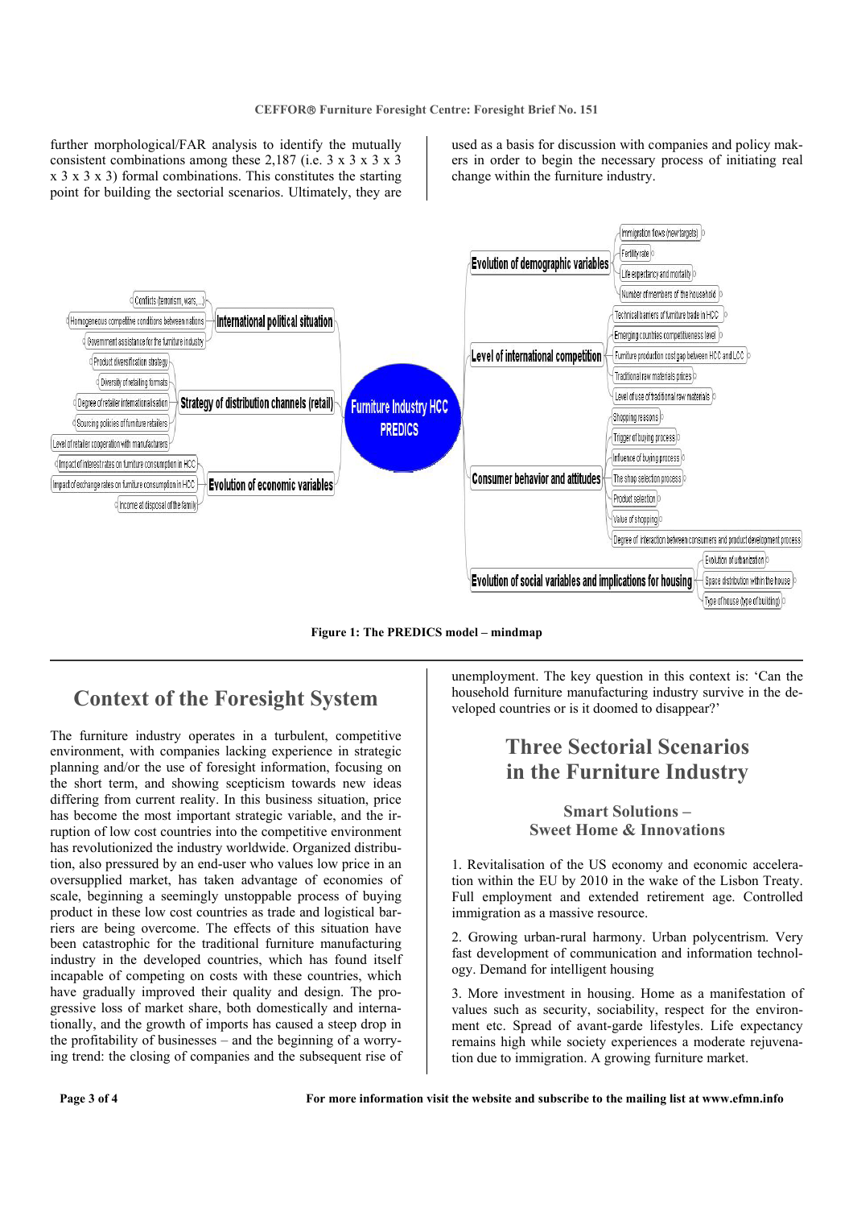further morphological/FAR analysis to identify the mutually consistent combinations among these 2,187 (i.e. 3 x 3 x 3 x 3 x 3 x 3 x 3) formal combinations. This constitutes the starting point for building the sectorial scenarios. Ultimately, they are used as a basis for discussion with companies and policy makers in order to begin the necessary process of initiating real change within the furniture industry.

**Furniture Industry HCC PREDICS**

- International political situation
  - Conflicts (terrorism, wars,...)
  - Homogeneous competitive conditions between nations
  - Government assistance for the furniture industry
- Strategy of distribution channels (retail)
  - Product diversification strategy
  - Diversity of retailing formats
  - Degree of retailer internationalisation
  - Sourcing policies of furniture retailers
  - Level of retailer cooperation with manufacturers
- Evolution of economic variables
  - Impact of interest rates on furniture consumption in HCC
  - Impact of exchange rates on furniture consumption in HCC
  - Income at disposal of the family
- Evolution of demographic variables
  - Immigration flows (new targets)
  - Fertility rate
  - Life expectancy and mortality
  - Number of members of the household
- Level of international competition
  - Technical barriers of furniture trade in HCC
  - Emerging countries competitiveness level
  - Furniture production cost gap between HCC and LCC
  - Traditional raw materials prices
  - Level of use of traditional raw materials
- Consumer behavior and attitudes
  - Shopping reasons
  - Trigger of buying process
  - Influence of buying process
  - The shop selection process
  - Product selection
  - Value of shopping
  - Degree of interaction between consumers and product development process
- Evolution of social variables and implications for housing
  - Evolution of urbanization
  - Space distribution within the house
  - Type of house (type of building)

**Figure 1: The PREDICS model – mindmap**

## Context of the Foresight System

The furniture industry operates in a turbulent, competitive environment, with companies lacking experience in strategic planning and/or the use of foresight information, focusing on the short term, and showing scepticism towards new ideas differing from current reality. In this business situation, price has become the most important strategic variable, and the irruption of low cost countries into the competitive environment has revolutionized the industry worldwide. Organized distribution, also pressured by an end-user who values low price in an oversupplied market, has taken advantage of economies of scale, beginning a seemingly unstoppable process of buying product in these low cost countries as trade and logistical barriers are being overcome. The effects of this situation have been catastrophic for the traditional furniture manufacturing industry in the developed countries, which has found itself incapable of competing on costs with these countries, which have gradually improved their quality and design. The progressive loss of market share, both domestically and internationally, and the growth of imports has caused a steep drop in the profitability of businesses – and the beginning of a worrying trend: the closing of companies and the subsequent rise of unemployment. The key question in this context is: 'Can the household furniture manufacturing industry survive in the developed countries or is it doomed to disappear?'

## Three Sectorial Scenarios in the Furniture Industry

### Smart Solutions – Sweet Home & Innovations

1. Revitalisation of the US economy and economic acceleration within the EU by 2010 in the wake of the Lisbon Treaty. Full employment and extended retirement age. Controlled immigration as a massive resource.

2. Growing urban-rural harmony. Urban polycentrism. Very fast development of communication and information technology. Demand for intelligent housing

3. More investment in housing. Home as a manifestation of values such as security, sociability, respect for the environment etc. Spread of avant-garde lifestyles. Life expectancy remains high while society experiences a moderate rejuvenation due to immigration. A growing furniture market.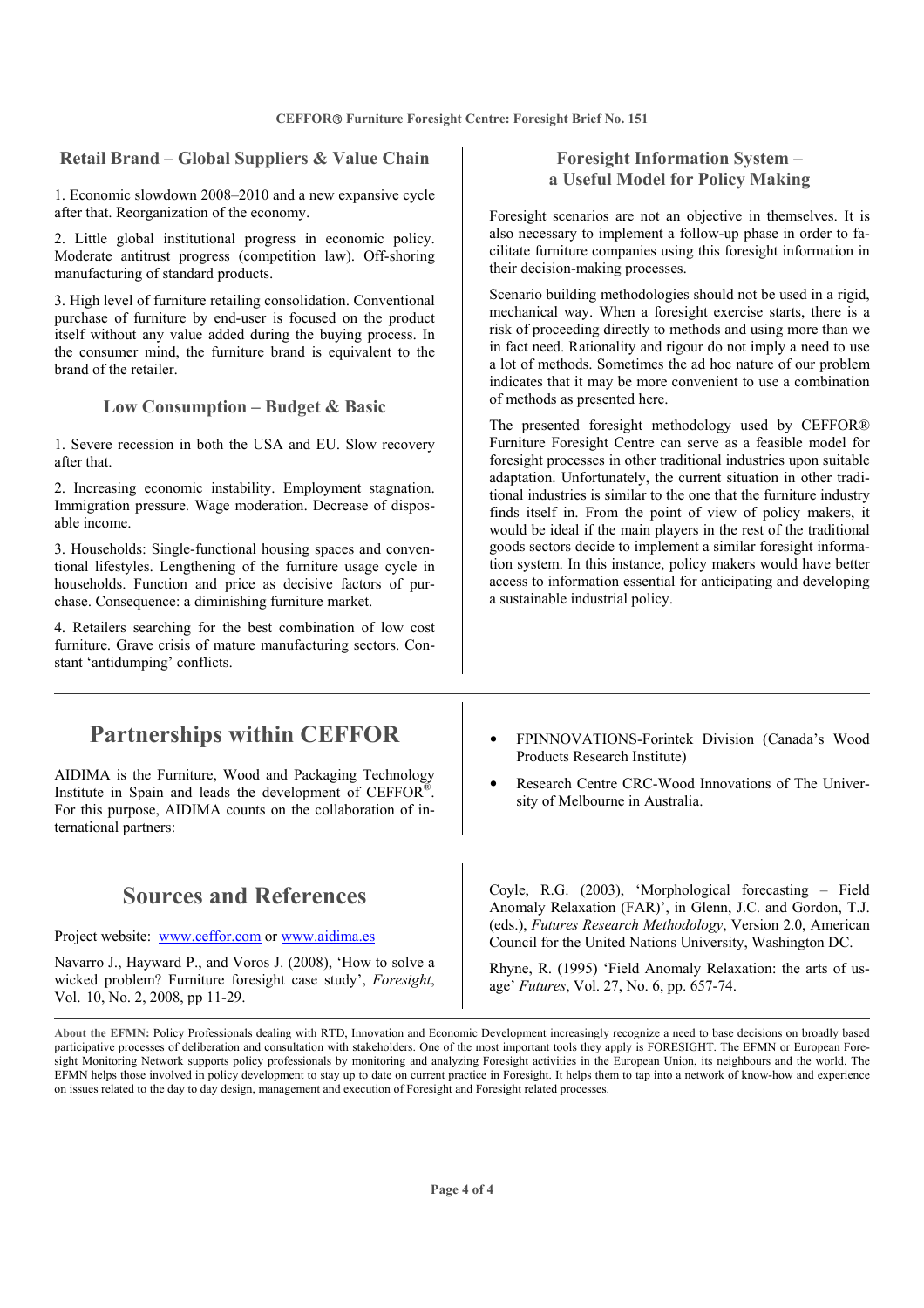## Retail Brand – Global Suppliers & Value Chain

1. Economic slowdown 2008–2010 and a new expansive cycle after that. Reorganization of the economy.

2. Little global institutional progress in economic policy. Moderate antitrust progress (competition law). Off-shoring manufacturing of standard products.

3. High level of furniture retailing consolidation. Conventional purchase of furniture by end-user is focused on the product itself without any value added during the buying process. In the consumer mind, the furniture brand is equivalent to the brand of the retailer.

## Low Consumption – Budget & Basic

1. Severe recession in both the USA and EU. Slow recovery after that.

2. Increasing economic instability. Employment stagnation. Immigration pressure. Wage moderation. Decrease of disposable income.

3. Households: Single-functional housing spaces and conventional lifestyles. Lengthening of the furniture usage cycle in households. Function and price as decisive factors of purchase. Consequence: a diminishing furniture market.

4. Retailers searching for the best combination of low cost furniture. Grave crisis of mature manufacturing sectors. Constant 'antidumping' conflicts.

## Foresight Information System – a Useful Model for Policy Making

Foresight scenarios are not an objective in themselves. It is also necessary to implement a follow-up phase in order to facilitate furniture companies using this foresight information in their decision-making processes.

Scenario building methodologies should not be used in a rigid, mechanical way. When a foresight exercise starts, there is a risk of proceeding directly to methods and using more than we in fact need. Rationality and rigour do not imply a need to use a lot of methods. Sometimes the ad hoc nature of our problem indicates that it may be more convenient to use a combination of methods as presented here.

The presented foresight methodology used by CEFFOR® Furniture Foresight Centre can serve as a feasible model for foresight processes in other traditional industries upon suitable adaptation. Unfortunately, the current situation in other traditional industries is similar to the one that the furniture industry finds itself in. From the point of view of policy makers, it would be ideal if the main players in the rest of the traditional goods sectors decide to implement a similar foresight information system. In this instance, policy makers would have better access to information essential for anticipating and developing a sustainable industrial policy.

# Partnerships within CEFFOR

AIDIMA is the Furniture, Wood and Packaging Technology Institute in Spain and leads the development of CEFFOR®. For this purpose, AIDIMA counts on the collaboration of international partners:

- FPINNOVATIONS-Forintek Division (Canada's Wood Products Research Institute)
- Research Centre CRC-Wood Innovations of The University of Melbourne in Australia.

# Sources and References

Project website: www.ceffor.com or www.aidima.es

Navarro J., Hayward P., and Voros J. (2008), 'How to solve a wicked problem? Furniture foresight case study', *Foresight*, Vol. 10, No. 2, 2008, pp 11-29.

Coyle, R.G. (2003), 'Morphological forecasting – Field Anomaly Relaxation (FAR)', in Glenn, J.C. and Gordon, T.J. (eds.), *Futures Research Methodology*, Version 2.0, American Council for the United Nations University, Washington DC.

Rhyne, R. (1995) 'Field Anomaly Relaxation: the arts of usage' *Futures*, Vol. 27, No. 6, pp. 657-74.

**About the EFMN:** Policy Professionals dealing with RTD, Innovation and Economic Development increasingly recognize a need to base decisions on broadly based participative processes of deliberation and consultation with stakeholders. One of the most important tools they apply is FORESIGHT. The EFMN or European Foresight Monitoring Network supports policy professionals by monitoring and analyzing Foresight activities in the European Union, its neighbours and the world. The EFMN helps those involved in policy development to stay up to date on current practice in Foresight. It helps them to tap into a network of know-how and experience on issues related to the day to day design, management and execution of Foresight and Foresight related processes.